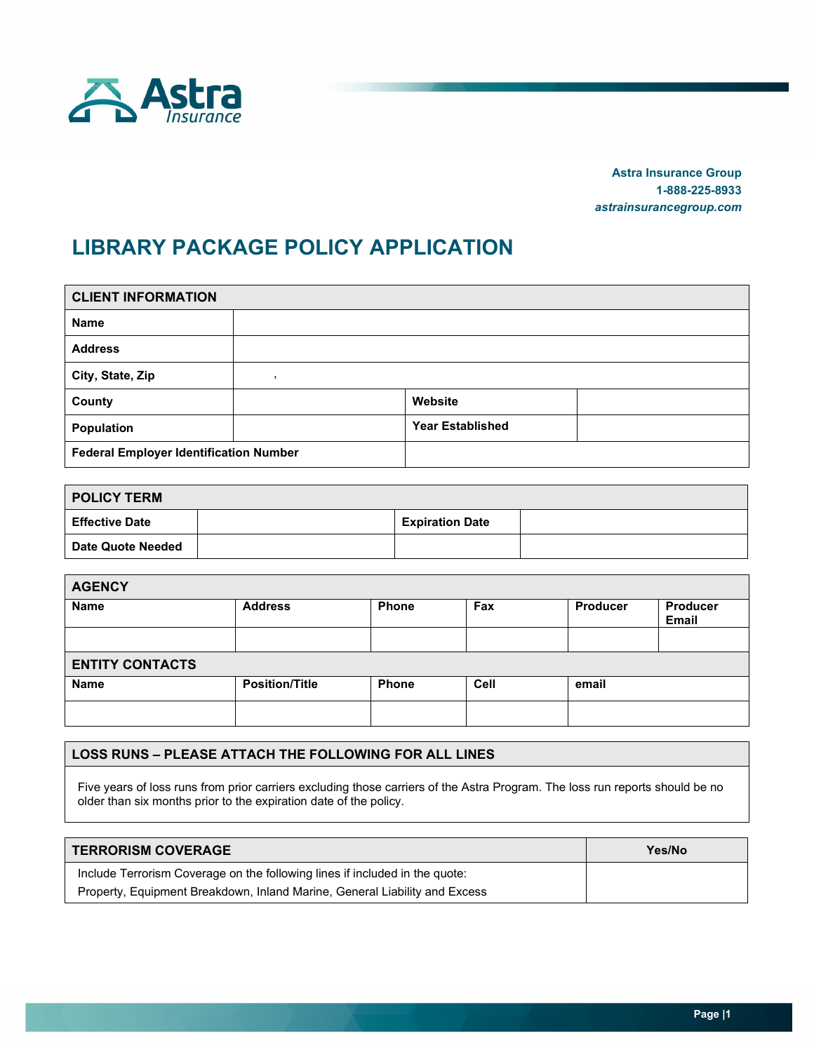Astra Insurance

**Astra Insurance Group**
**1-888-225-8933**
***astrainsurancegroup.com***

# LIBRARY PACKAGE POLICY APPLICATION

| CLIENT INFORMATION | | | |
|---|---|---|---|
| **Name** | | | |
| **Address** | | | |
| **City, State, Zip** | , | | |
| **County** | | **Website** | |
| **Population** | | **Year Established** | |
| **Federal Employer Identification Number** | | | |

| POLICY TERM | | | |
|---|---|---|---|
| **Effective Date** | | **Expiration Date** | |
| **Date Quote Needed** | | | |

| AGENCY | | | | | |
|---|---|---|---|---|---|
| **Name** | **Address** | **Phone** | **Fax** | **Producer** | **Producer Email** |
| | | | | | |

| ENTITY CONTACTS | | | | |
|---|---|---|---|---|
| **Name** | **Position/Title** | **Phone** | **Cell** | **email** |
| | | | | |

| LOSS RUNS – PLEASE ATTACH THE FOLLOWING FOR ALL LINES |
|---|
| Five years of loss runs from prior carriers excluding those carriers of the Astra Program. The loss run reports should be no older than six months prior to the expiration date of the policy. |

| TERRORISM COVERAGE | Yes/No |
|---|---|
| Include Terrorism Coverage on the following lines if included in the quote: Property, Equipment Breakdown, Inland Marine, General Liability and Excess | |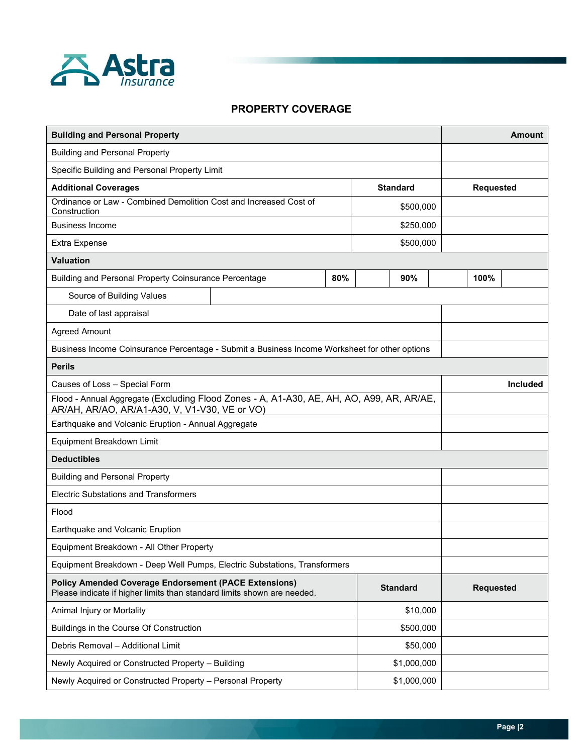## PROPERTY COVERAGE

| Building and Personal Property | | Amount |
|---|---|---|
| Building and Personal Property | | |
| Specific Building and Personal Property Limit | | |
| **Additional Coverages** | **Standard** | **Requested** |
| Ordinance or Law - Combined Demolition Cost and Increased Cost of Construction | $500,000 | |
| Business Income | $250,000 | |
| Extra Expense | $500,000 | |
| **Valuation** | | |
| Building and Personal Property Coinsurance Percentage | **80%** ☐ **90%** ☐ **100%** ☐ | |
| Source of Building Values | | |
| Date of last appraisal | | |
| Agreed Amount | | |
| Business Income Coinsurance Percentage - Submit a Business Income Worksheet for other options | | |
| **Perils** | | |
| Causes of Loss – Special Form | | **Included** |
| Flood - Annual Aggregate (Excluding Flood Zones - A, A1-A30, AE, AH, AO, A99, AR, AR/AE, AR/AH, AR/AO, AR/A1-A30, V, V1-V30, VE or VO) | | |
| Earthquake and Volcanic Eruption - Annual Aggregate | | |
| Equipment Breakdown Limit | | |
| **Deductibles** | | |
| Building and Personal Property | | |
| Electric Substations and Transformers | | |
| Flood | | |
| Earthquake and Volcanic Eruption | | |
| Equipment Breakdown - All Other Property | | |
| Equipment Breakdown - Deep Well Pumps, Electric Substations, Transformers | | |

| **Policy Amended Coverage Endorsement (PACE Extensions)** Please indicate if higher limits than standard limits shown are needed. | **Standard** | **Requested** |
|---|---|---|
| Animal Injury or Mortality | $10,000 | |
| Buildings in the Course Of Construction | $500,000 | |
| Debris Removal – Additional Limit | $50,000 | |
| Newly Acquired or Constructed Property – Building | $1,000,000 | |
| Newly Acquired or Constructed Property – Personal Property | $1,000,000 | |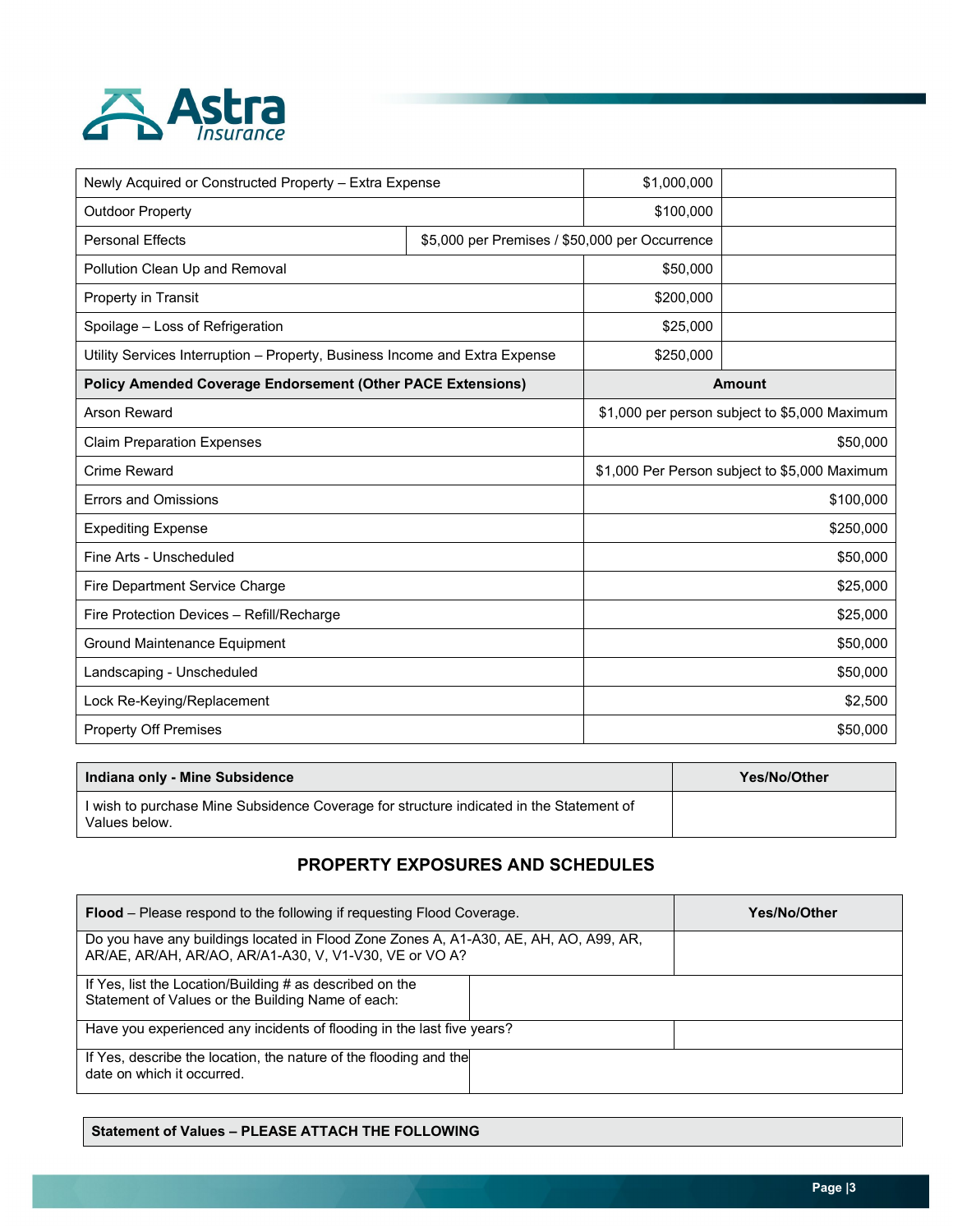| | | |
|---|---|---|
| Newly Acquired or Constructed Property – Extra Expense | $1,000,000 | |
| Outdoor Property | $100,000 | |
| Personal Effects | $5,000 per Premises / $50,000 per Occurrence | |
| Pollution Clean Up and Removal | $50,000 | |
| Property in Transit | $200,000 | |
| Spoilage – Loss of Refrigeration | $25,000 | |
| Utility Services Interruption – Property, Business Income and Extra Expense | $250,000 | |

| **Policy Amended Coverage Endorsement (Other PACE Extensions)** | **Amount** |
|---|---|
| Arson Reward | $1,000 per person subject to $5,000 Maximum |
| Claim Preparation Expenses | $50,000 |
| Crime Reward | $1,000 Per Person subject to $5,000 Maximum |
| Errors and Omissions | $100,000 |
| Expediting Expense | $250,000 |
| Fine Arts - Unscheduled | $50,000 |
| Fire Department Service Charge | $25,000 |
| Fire Protection Devices – Refill/Recharge | $25,000 |
| Ground Maintenance Equipment | $50,000 |
| Landscaping - Unscheduled | $50,000 |
| Lock Re-Keying/Replacement | $2,500 |
| Property Off Premises | $50,000 |

| **Indiana only - Mine Subsidence** | **Yes/No/Other** |
|---|---|
| I wish to purchase Mine Subsidence Coverage for structure indicated in the Statement of Values below. | |

## PROPERTY EXPOSURES AND SCHEDULES

| **Flood** – Please respond to the following if requesting Flood Coverage. | **Yes/No/Other** |
|---|---|
| Do you have any buildings located in Flood Zone Zones A, A1-A30, AE, AH, AO, A99, AR, AR/AE, AR/AH, AR/AO, AR/A1-A30, V, V1-V30, VE or VO A? | |
| If Yes, list the Location/Building # as described on the Statement of Values or the Building Name of each: | |
| Have you experienced any incidents of flooding in the last five years? | |
| If Yes, describe the location, the nature of the flooding and the date on which it occurred. | |

| **Statement of Values – PLEASE ATTACH THE FOLLOWING** |
|---|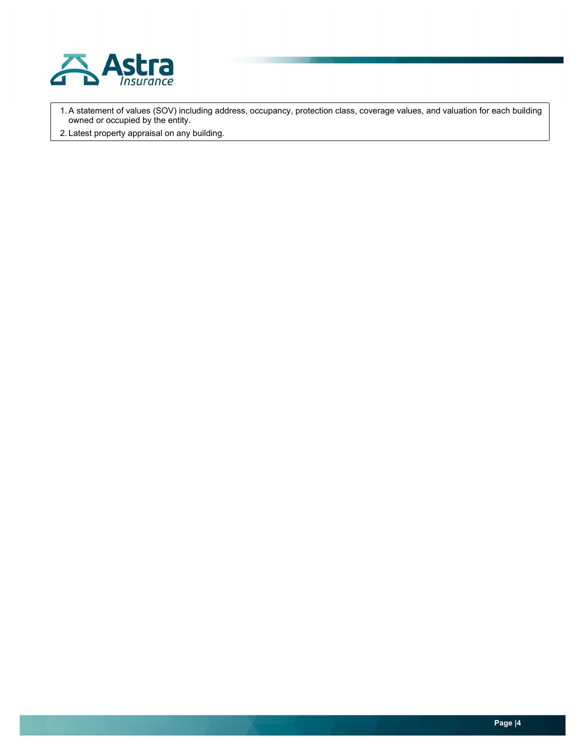1. A statement of values (SOV) including address, occupancy, protection class, coverage values, and valuation for each building owned or occupied by the entity.
2. Latest property appraisal on any building.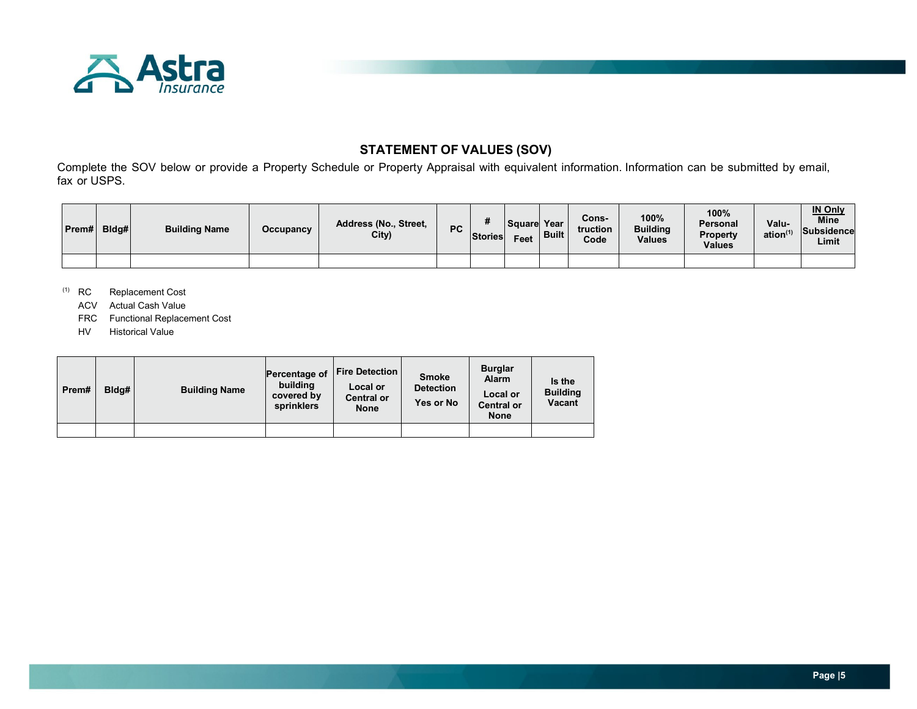## STATEMENT OF VALUES (SOV)

Complete the SOV below or provide a Property Schedule or Property Appraisal with equivalent information. Information can be submitted by email, fax or USPS.

| Prem# | Bldg# | Building Name | Occupancy | Address (No., Street, City) | PC | # Stories | Square Feet | Year Built | Cons-truction Code | 100% Building Values | 100% Personal Property Values | Valu-ation[1] | IN Only Mine Subsidence Limit |
|---|---|---|---|---|---|---|---|---|---|---|---|---|---|
| | | | | | | | | | | | | | |

[1] RC Replacement Cost
ACV Actual Cash Value
FRC Functional Replacement Cost
HV Historical Value

| Prem# | Bldg# | Building Name | Percentage of building covered by sprinklers | Fire Detection Local or Central or None | Smoke Detection Yes or No | Burglar Alarm Local or Central or None | Is the Building Vacant |
|---|---|---|---|---|---|---|---|
| | | | | | | | |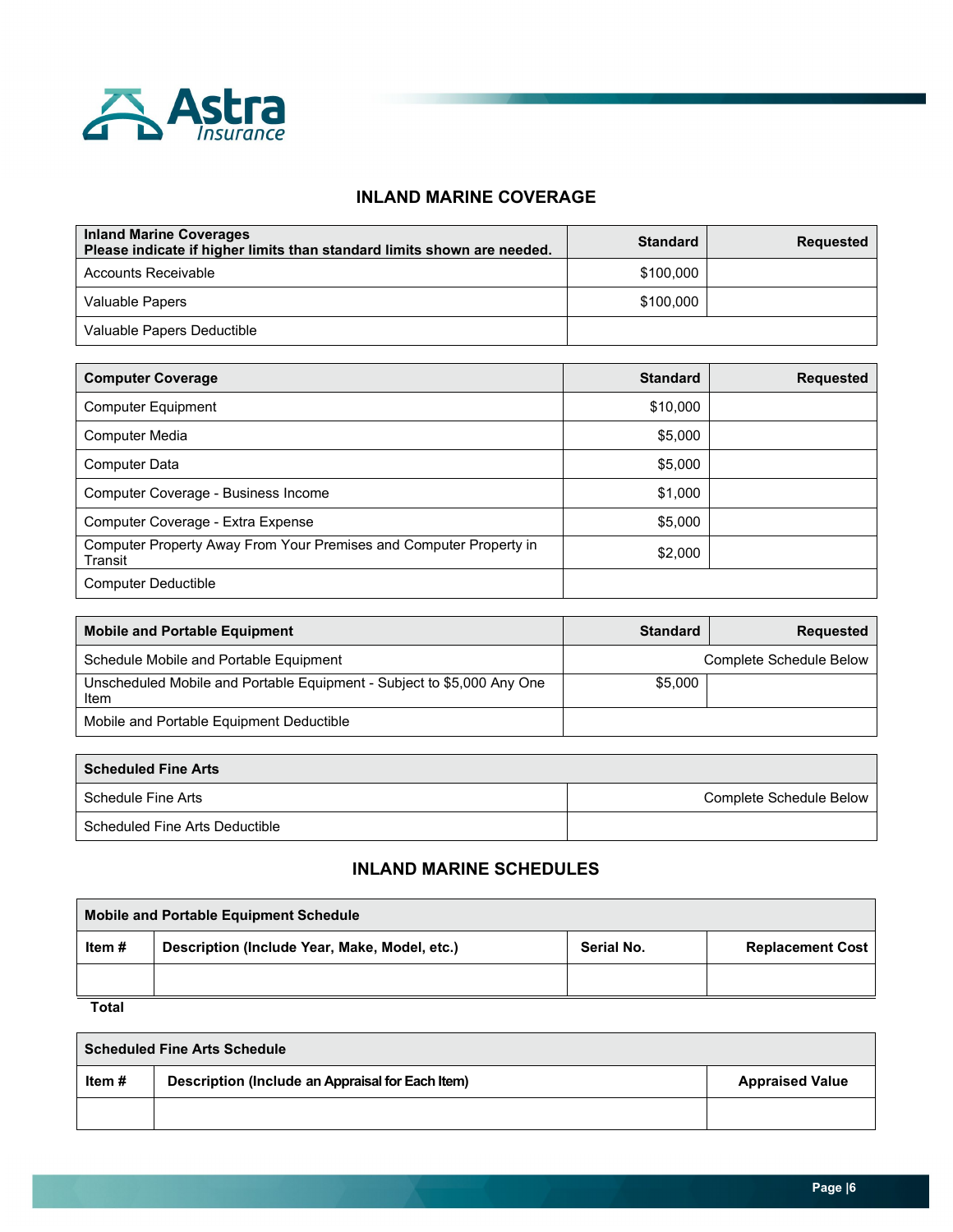## INLAND MARINE COVERAGE

| Inland Marine Coverages<br>Please indicate if higher limits than standard limits shown are needed. | Standard | Requested |
|---|---|---|
| Accounts Receivable | $100,000 | |
| Valuable Papers | $100,000 | |
| Valuable Papers Deductible | | |

| Computer Coverage | Standard | Requested |
|---|---|---|
| Computer Equipment | $10,000 | |
| Computer Media | $5,000 | |
| Computer Data | $5,000 | |
| Computer Coverage - Business Income | $1,000 | |
| Computer Coverage - Extra Expense | $5,000 | |
| Computer Property Away From Your Premises and Computer Property in Transit | $2,000 | |
| Computer Deductible | | |

| Mobile and Portable Equipment | Standard | Requested |
|---|---|---|
| Schedule Mobile and Portable Equipment | Complete Schedule Below | |
| Unscheduled Mobile and Portable Equipment - Subject to $5,000 Any One Item | $5,000 | |
| Mobile and Portable Equipment Deductible | | |

| Scheduled Fine Arts | |
|---|---|
| Schedule Fine Arts | Complete Schedule Below |
| Scheduled Fine Arts Deductible | |

## INLAND MARINE SCHEDULES

**Mobile and Portable Equipment Schedule**

| Item # | Description (Include Year, Make, Model, etc.) | Serial No. | Replacement Cost |
|---|---|---|---|
| | | | |
| **Total** | | | |

**Scheduled Fine Arts Schedule**

| Item # | Description (Include an Appraisal for Each Item) | Appraised Value |
|---|---|---|
| | | |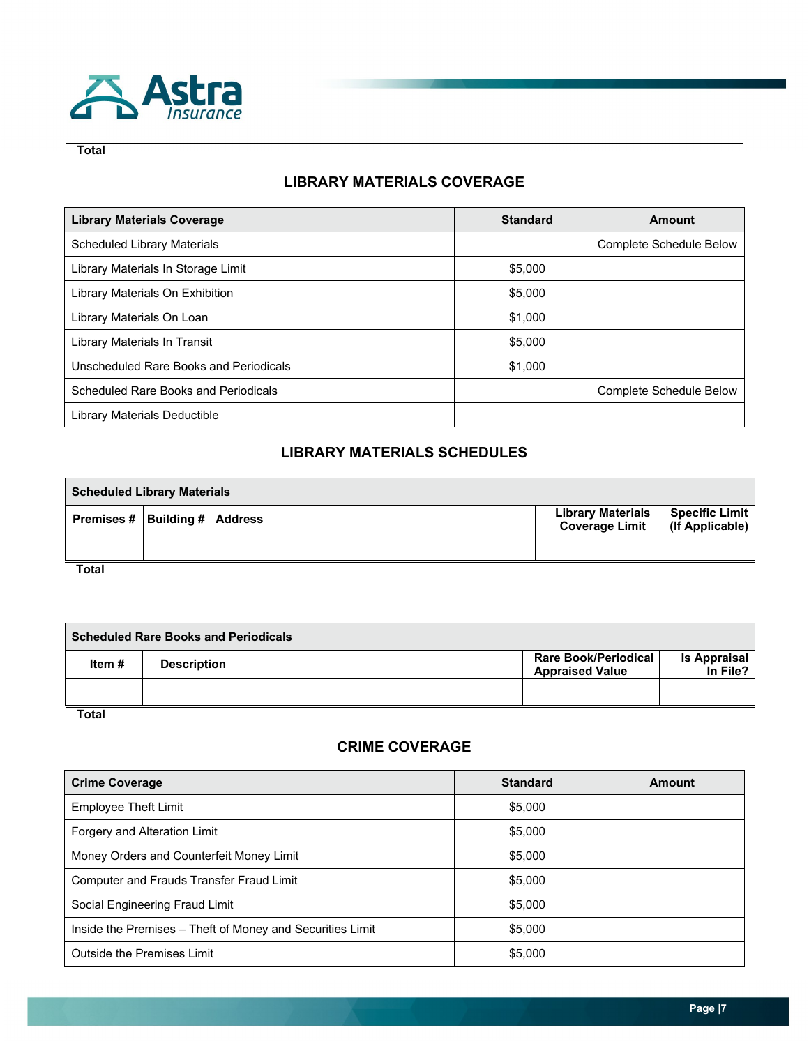**Total**

## LIBRARY MATERIALS COVERAGE

| Library Materials Coverage | Standard | Amount |
| --- | --- | --- |
| Scheduled Library Materials | Complete Schedule Below | |
| Library Materials In Storage Limit | $5,000 | |
| Library Materials On Exhibition | $5,000 | |
| Library Materials On Loan | $1,000 | |
| Library Materials In Transit | $5,000 | |
| Unscheduled Rare Books and Periodicals | $1,000 | |
| Scheduled Rare Books and Periodicals | Complete Schedule Below | |
| Library Materials Deductible | | |

## LIBRARY MATERIALS SCHEDULES

| Scheduled Library Materials | | | | |
| --- | --- | --- | --- | --- |
| Premises # | Building # | Address | Library Materials Coverage Limit | Specific Limit (If Applicable) |
| | | | | |

**Total**

| Scheduled Rare Books and Periodicals | | | |
| --- | --- | --- | --- |
| Item # | Description | Rare Book/Periodical Appraised Value | Is Appraisal In File? |
| | | | |

**Total**

## CRIME COVERAGE

| Crime Coverage | Standard | Amount |
| --- | --- | --- |
| Employee Theft Limit | $5,000 | |
| Forgery and Alteration Limit | $5,000 | |
| Money Orders and Counterfeit Money Limit | $5,000 | |
| Computer and Frauds Transfer Fraud Limit | $5,000 | |
| Social Engineering Fraud Limit | $5,000 | |
| Inside the Premises – Theft of Money and Securities Limit | $5,000 | |
| Outside the Premises Limit | $5,000 | |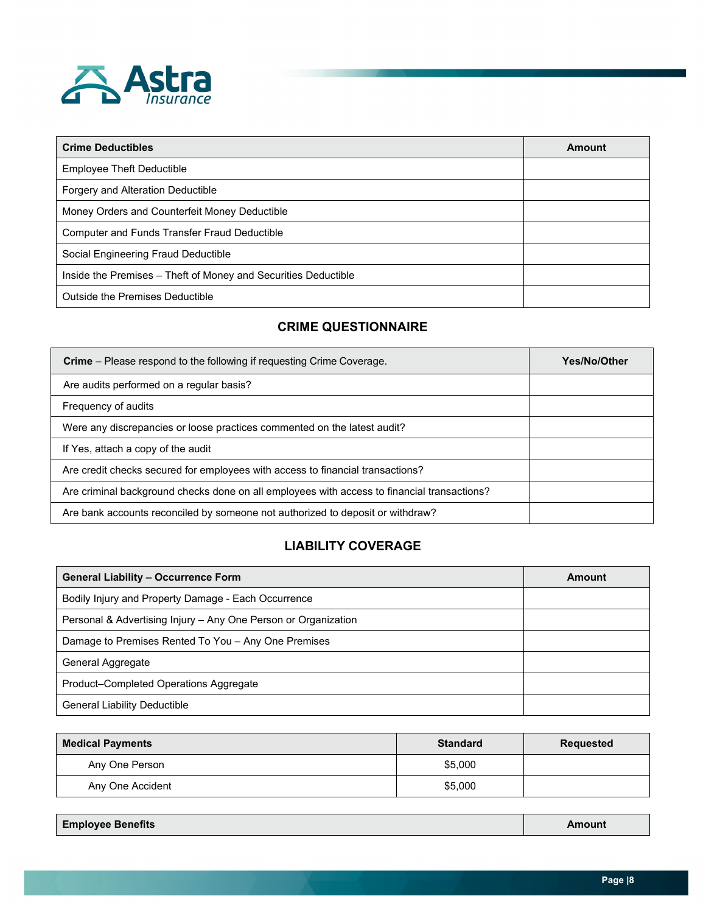| Crime Deductibles | Amount |
| --- | --- |
| Employee Theft Deductible | |
| Forgery and Alteration Deductible | |
| Money Orders and Counterfeit Money Deductible | |
| Computer and Funds Transfer Fraud Deductible | |
| Social Engineering Fraud Deductible | |
| Inside the Premises – Theft of Money and Securities Deductible | |
| Outside the Premises Deductible | |

## CRIME QUESTIONNAIRE

| **Crime** – Please respond to the following if requesting Crime Coverage. | Yes/No/Other |
| --- | --- |
| Are audits performed on a regular basis? | |
| Frequency of audits | |
| Were any discrepancies or loose practices commented on the latest audit? | |
| If Yes, attach a copy of the audit | |
| Are credit checks secured for employees with access to financial transactions? | |
| Are criminal background checks done on all employees with access to financial transactions? | |
| Are bank accounts reconciled by someone not authorized to deposit or withdraw? | |

## LIABILITY COVERAGE

| General Liability – Occurrence Form | Amount |
| --- | --- |
| Bodily Injury and Property Damage - Each Occurrence | |
| Personal & Advertising Injury – Any One Person or Organization | |
| Damage to Premises Rented To You – Any One Premises | |
| General Aggregate | |
| Product–Completed Operations Aggregate | |
| General Liability Deductible | |

| Medical Payments | Standard | Requested |
| --- | --- | --- |
| Any One Person | $5,000 | |
| Any One Accident | $5,000 | |

| Employee Benefits | Amount |
| --- | --- |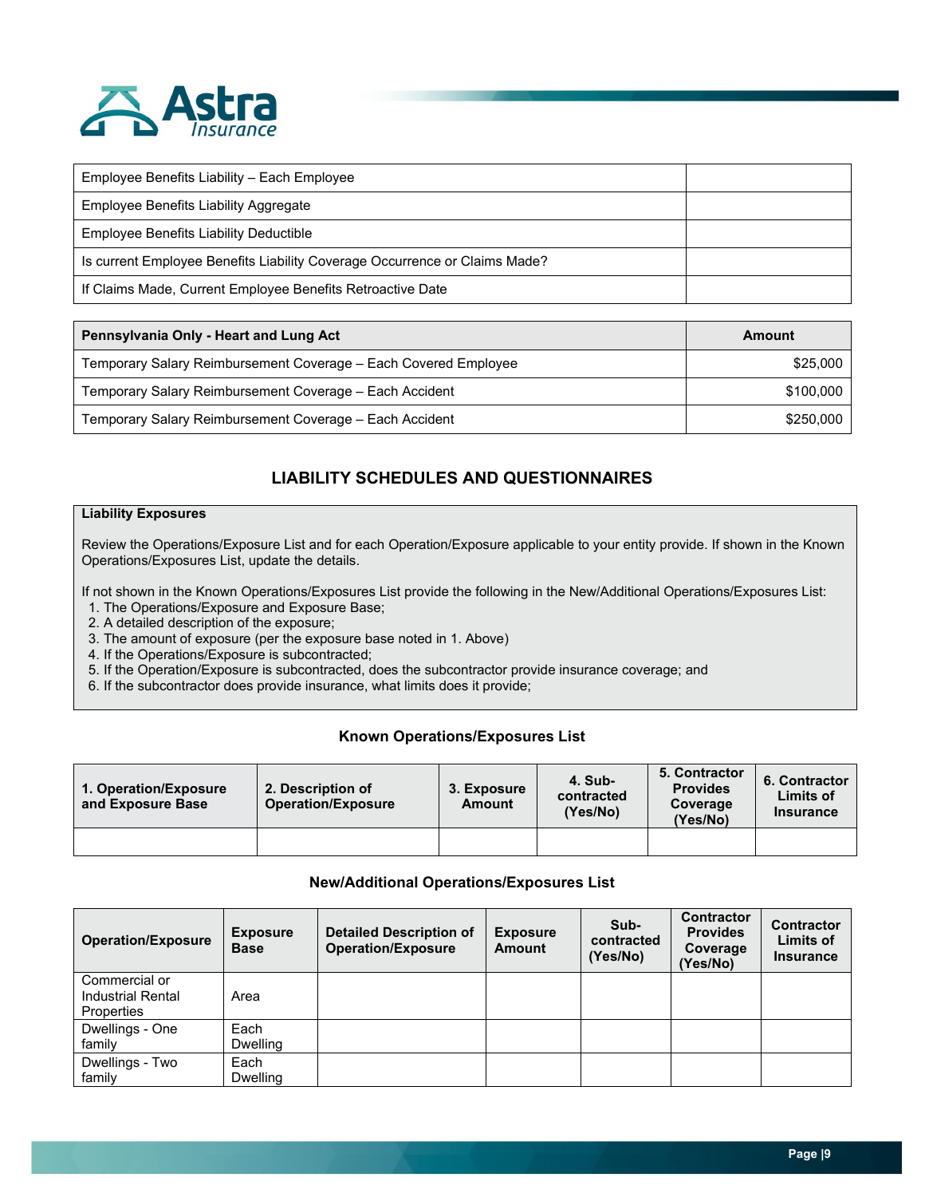| Employee Benefits Liability – Each Employee | |
|---|---|
| Employee Benefits Liability Aggregate | |
| Employee Benefits Liability Deductible | |
| Is current Employee Benefits Liability Coverage Occurrence or Claims Made? | |
| If Claims Made, Current Employee Benefits Retroactive Date | |

| **Pennsylvania Only - Heart and Lung Act** | **Amount** |
|---|---|
| Temporary Salary Reimbursement Coverage – Each Covered Employee | $25,000 |
| Temporary Salary Reimbursement Coverage – Each Accident | $100,000 |
| Temporary Salary Reimbursement Coverage – Each Accident | $250,000 |

## LIABILITY SCHEDULES AND QUESTIONNAIRES

**Liability Exposures**

Review the Operations/Exposure List and for each Operation/Exposure applicable to your entity provide. If shown in the Known Operations/Exposures List, update the details.

If not shown in the Known Operations/Exposures List provide the following in the New/Additional Operations/Exposures List:

1. The Operations/Exposure and Exposure Base;
2. A detailed description of the exposure;
3. The amount of exposure (per the exposure base noted in 1. Above)
4. If the Operations/Exposure is subcontracted;
5. If the Operation/Exposure is subcontracted, does the subcontractor provide insurance coverage; and
6. If the subcontractor does provide insurance, what limits does it provide;

### Known Operations/Exposures List

| 1. Operation/Exposure and Exposure Base | 2. Description of Operation/Exposure | 3. Exposure Amount | 4. Sub-contracted (Yes/No) | 5. Contractor Provides Coverage (Yes/No) | 6. Contractor Limits of Insurance |
|---|---|---|---|---|---|
| | | | | | |

### New/Additional Operations/Exposures List

| Operation/Exposure | Exposure Base | Detailed Description of Operation/Exposure | Exposure Amount | Sub-contracted (Yes/No) | Contractor Provides Coverage (Yes/No) | Contractor Limits of Insurance |
|---|---|---|---|---|---|---|
| Commercial or Industrial Rental Properties | Area | | | | | |
| Dwellings - One family | Each Dwelling | | | | | |
| Dwellings - Two family | Each Dwelling | | | | | |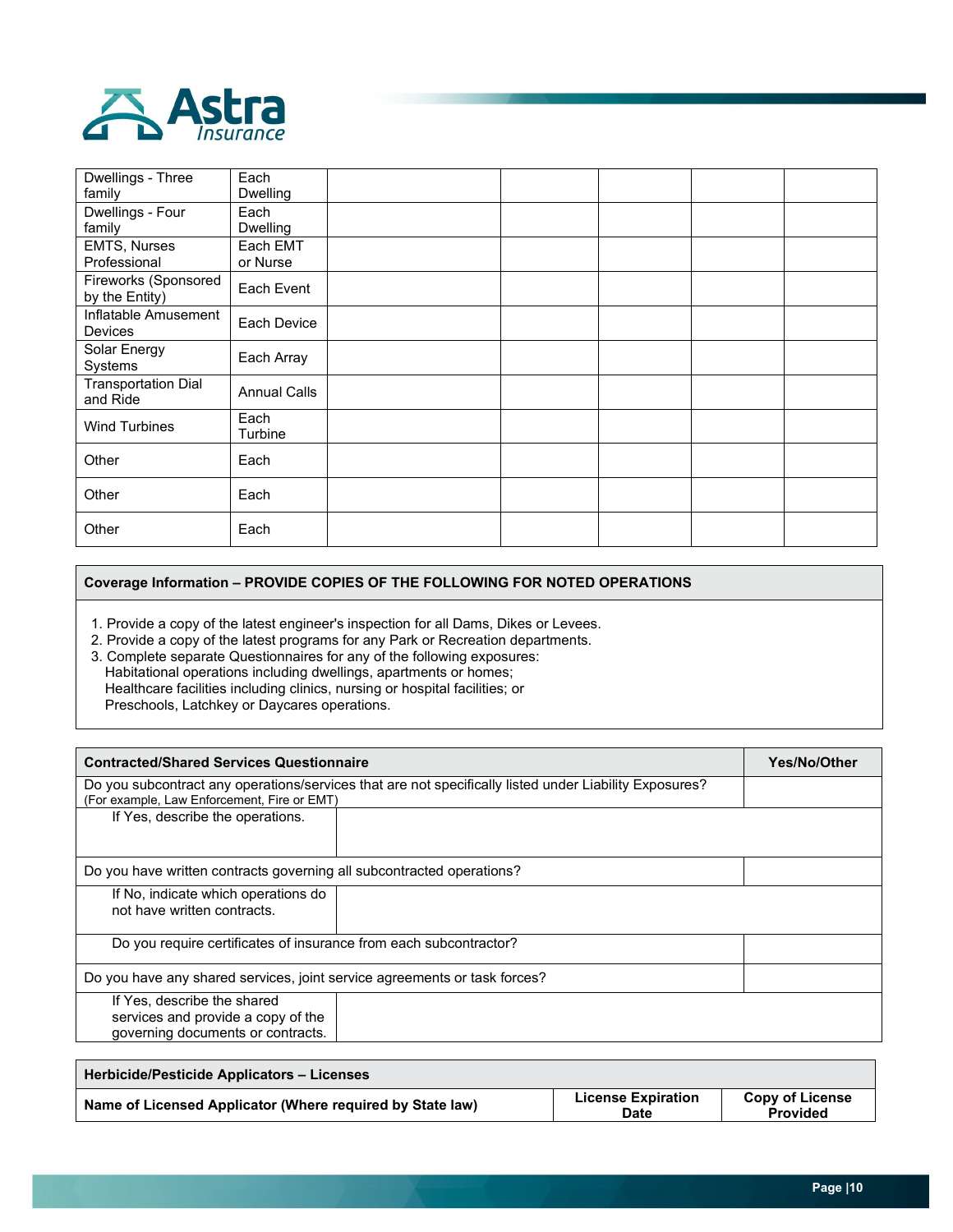| | | | | | | |
|---|---|---|---|---|---|---|
| Dwellings - Three family | Each Dwelling | | | | | |
| Dwellings - Four family | Each Dwelling | | | | | |
| EMTS, Nurses Professional | Each EMT or Nurse | | | | | |
| Fireworks (Sponsored by the Entity) | Each Event | | | | | |
| Inflatable Amusement Devices | Each Device | | | | | |
| Solar Energy Systems | Each Array | | | | | |
| Transportation Dial and Ride | Annual Calls | | | | | |
| Wind Turbines | Each Turbine | | | | | |
| Other | Each | | | | | |
| Other | Each | | | | | |
| Other | Each | | | | | |

**Coverage Information – PROVIDE COPIES OF THE FOLLOWING FOR NOTED OPERATIONS**

1. Provide a copy of the latest engineer's inspection for all Dams, Dikes or Levees.
2. Provide a copy of the latest programs for any Park or Recreation departments.
3. Complete separate Questionnaires for any of the following exposures:
   Habitational operations including dwellings, apartments or homes;
   Healthcare facilities including clinics, nursing or hospital facilities; or
   Preschools, Latchkey or Daycares operations.

| **Contracted/Shared Services Questionnaire** | **Yes/No/Other** |
|---|---|
| Do you subcontract any operations/services that are not specifically listed under Liability Exposures? (For example, Law Enforcement, Fire or EMT) | |
| If Yes, describe the operations. | |
| Do you have written contracts governing all subcontracted operations? | |
| If No, indicate which operations do not have written contracts. | |
| Do you require certificates of insurance from each subcontractor? | |
| Do you have any shared services, joint service agreements or task forces? | |
| If Yes, describe the shared services and provide a copy of the governing documents or contracts. | |

| **Herbicide/Pesticide Applicators – Licenses** | | |
|---|---|---|
| **Name of Licensed Applicator (Where required by State law)** | **License Expiration Date** | **Copy of License Provided** |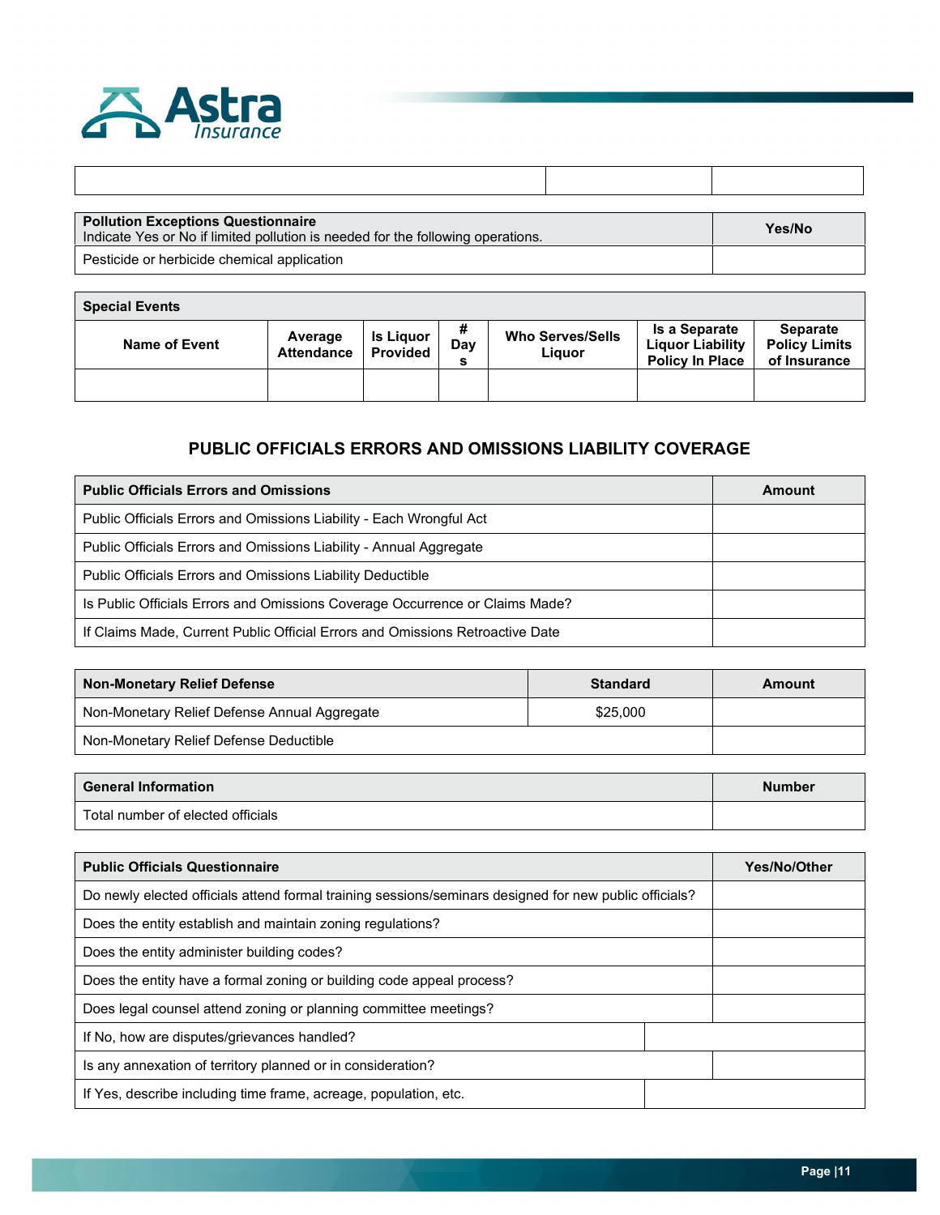| | | |
|---|---|---|
| | | |

| **Pollution Exceptions Questionnaire**<br>Indicate Yes or No if limited pollution is needed for the following operations. | **Yes/No** |
|---|---|
| Pesticide or herbicide chemical application | |

| **Special Events** | | | | | | |
|---|---|---|---|---|---|---|
| **Name of Event** | **Average Attendance** | **Is Liquor Provided** | **# Days** | **Who Serves/Sells Liquor** | **Is a Separate Liquor Liability Policy In Place** | **Separate Policy Limits of Insurance** |
| | | | | | | |

## PUBLIC OFFICIALS ERRORS AND OMISSIONS LIABILITY COVERAGE

| **Public Officials Errors and Omissions** | **Amount** |
|---|---|
| Public Officials Errors and Omissions Liability - Each Wrongful Act | |
| Public Officials Errors and Omissions Liability - Annual Aggregate | |
| Public Officials Errors and Omissions Liability Deductible | |
| Is Public Officials Errors and Omissions Coverage Occurrence or Claims Made? | |
| If Claims Made, Current Public Official Errors and Omissions Retroactive Date | |

| **Non-Monetary Relief Defense** | **Standard** | **Amount** |
|---|---|---|
| Non-Monetary Relief Defense Annual Aggregate | $25,000 | |
| Non-Monetary Relief Defense Deductible | | |

| **General Information** | **Number** |
|---|---|
| Total number of elected officials | |

| **Public Officials Questionnaire** | **Yes/No/Other** |
|---|---|
| Do newly elected officials attend formal training sessions/seminars designed for new public officials? | |
| Does the entity establish and maintain zoning regulations? | |
| Does the entity administer building codes? | |
| Does the entity have a formal zoning or building code appeal process? | |
| Does legal counsel attend zoning or planning committee meetings? | |
| If No, how are disputes/grievances handled? | |
| Is any annexation of territory planned or in consideration? | |
| If Yes, describe including time frame, acreage, population, etc. | |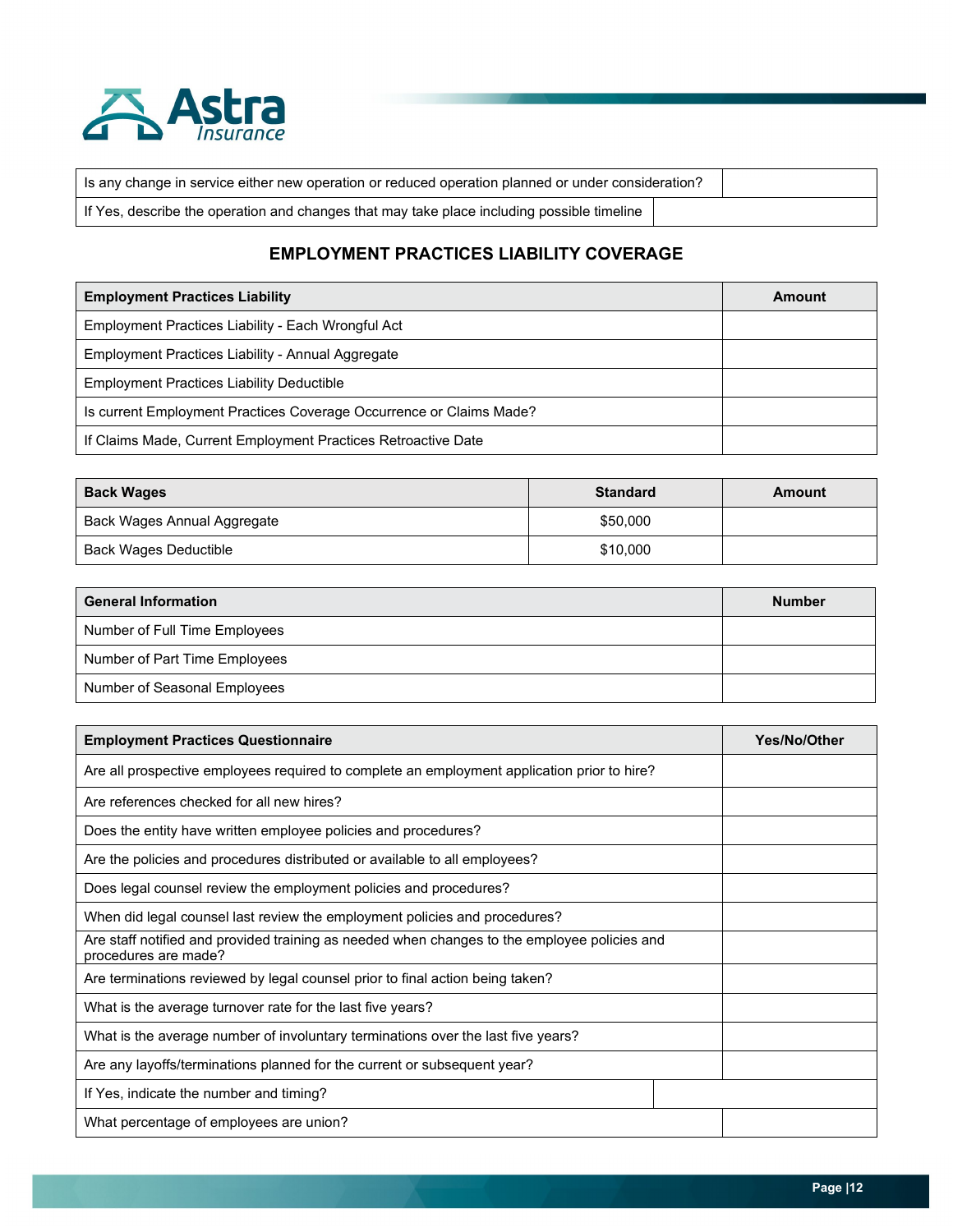| Is any change in service either new operation or reduced operation planned or under consideration? | |
|---|---|
| If Yes, describe the operation and changes that may take place including possible timeline | |

## EMPLOYMENT PRACTICES LIABILITY COVERAGE

| Employment Practices Liability | Amount |
|---|---|
| Employment Practices Liability - Each Wrongful Act | |
| Employment Practices Liability - Annual Aggregate | |
| Employment Practices Liability Deductible | |
| Is current Employment Practices Coverage Occurrence or Claims Made? | |
| If Claims Made, Current Employment Practices Retroactive Date | |

| Back Wages | Standard | Amount |
|---|---|---|
| Back Wages Annual Aggregate | $50,000 | |
| Back Wages Deductible | $10,000 | |

| General Information | Number |
|---|---|
| Number of Full Time Employees | |
| Number of Part Time Employees | |
| Number of Seasonal Employees | |

| Employment Practices Questionnaire | Yes/No/Other |
|---|---|
| Are all prospective employees required to complete an employment application prior to hire? | |
| Are references checked for all new hires? | |
| Does the entity have written employee policies and procedures? | |
| Are the policies and procedures distributed or available to all employees? | |
| Does legal counsel review the employment policies and procedures? | |
| When did legal counsel last review the employment policies and procedures? | |
| Are staff notified and provided training as needed when changes to the employee policies and procedures are made? | |
| Are terminations reviewed by legal counsel prior to final action being taken? | |
| What is the average turnover rate for the last five years? | |
| What is the average number of involuntary terminations over the last five years? | |
| Are any layoffs/terminations planned for the current or subsequent year? | |
| If Yes, indicate the number and timing? | |
| What percentage of employees are union? | |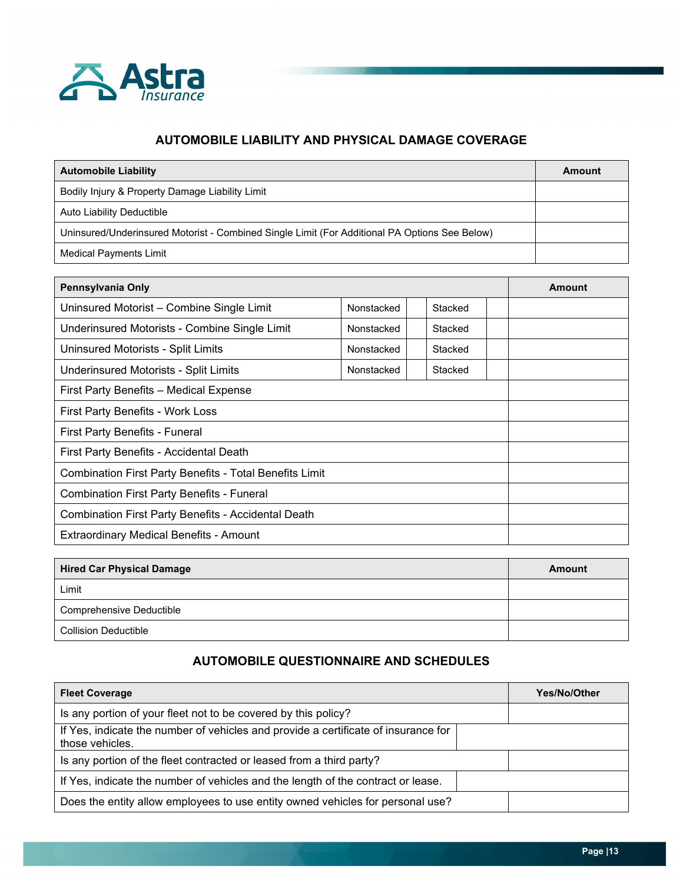## AUTOMOBILE LIABILITY AND PHYSICAL DAMAGE COVERAGE

| Automobile Liability | Amount |
|---|---|
| Bodily Injury & Property Damage Liability Limit | |
| Auto Liability Deductible | |
| Uninsured/Underinsured Motorist - Combined Single Limit (For Additional PA Options See Below) | |
| Medical Payments Limit | |

| Pennsylvania Only | | | | | Amount |
|---|---|---|---|---|---|
| Uninsured Motorist – Combine Single Limit | Nonstacked | | Stacked | | |
| Underinsured Motorists - Combine Single Limit | Nonstacked | | Stacked | | |
| Uninsured Motorists - Split Limits | Nonstacked | | Stacked | | |
| Underinsured Motorists - Split Limits | Nonstacked | | Stacked | | |
| First Party Benefits – Medical Expense | | | | | |
| First Party Benefits - Work Loss | | | | | |
| First Party Benefits - Funeral | | | | | |
| First Party Benefits - Accidental Death | | | | | |
| Combination First Party Benefits - Total Benefits Limit | | | | | |
| Combination First Party Benefits - Funeral | | | | | |
| Combination First Party Benefits - Accidental Death | | | | | |
| Extraordinary Medical Benefits - Amount | | | | | |

| Hired Car Physical Damage | Amount |
|---|---|
| Limit | |
| Comprehensive Deductible | |
| Collision Deductible | |

## AUTOMOBILE QUESTIONNAIRE AND SCHEDULES

| Fleet Coverage | Yes/No/Other |
|---|---|
| Is any portion of your fleet not to be covered by this policy? | |
| If Yes, indicate the number of vehicles and provide a certificate of insurance for those vehicles. | |
| Is any portion of the fleet contracted or leased from a third party? | |
| If Yes, indicate the number of vehicles and the length of the contract or lease. | |
| Does the entity allow employees to use entity owned vehicles for personal use? | |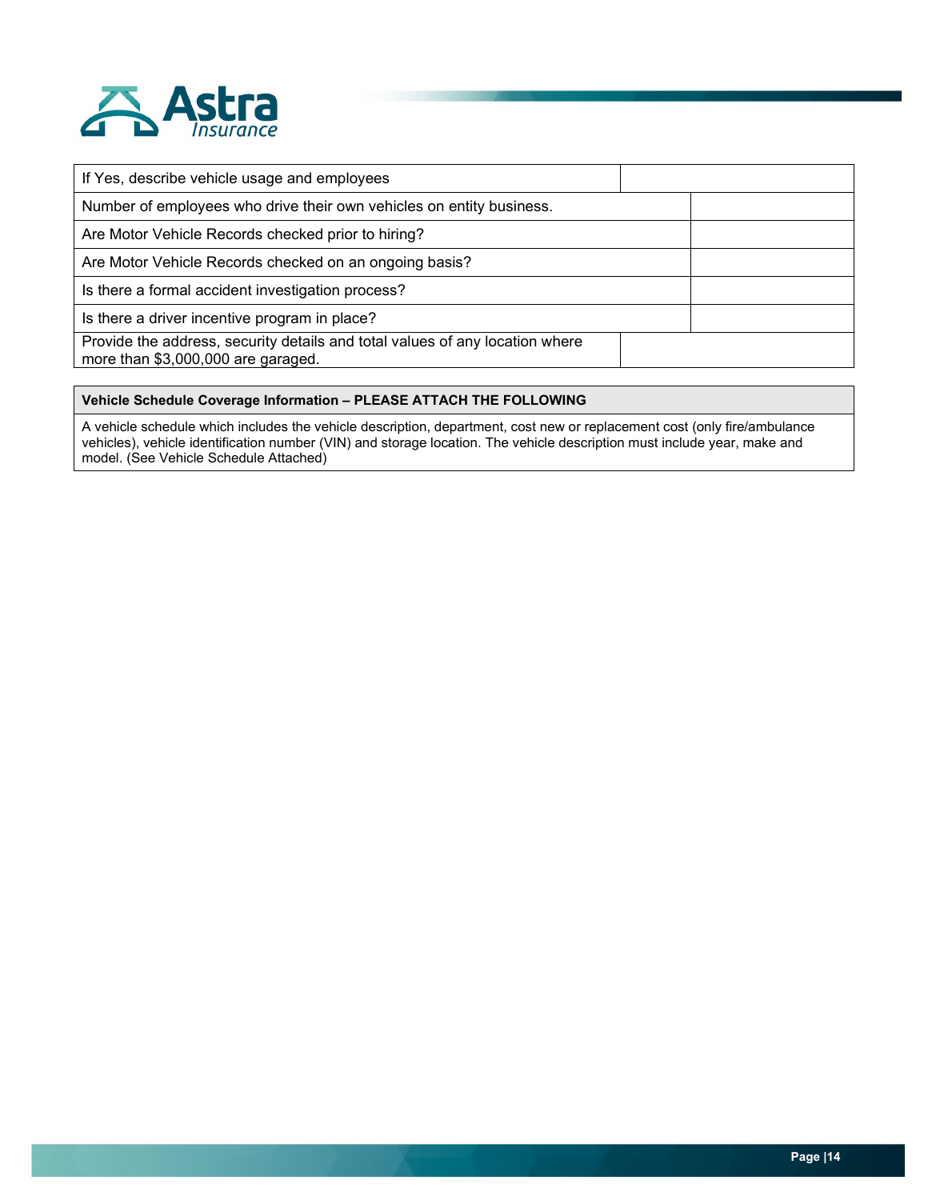| | |
|---|---|
| If Yes, describe vehicle usage and employees | |
| Number of employees who drive their own vehicles on entity business. | |
| Are Motor Vehicle Records checked prior to hiring? | |
| Are Motor Vehicle Records checked on an ongoing basis? | |
| Is there a formal accident investigation process? | |
| Is there a driver incentive program in place? | |
| Provide the address, security details and total values of any location where more than $3,000,000 are garaged. | |

| Vehicle Schedule Coverage Information – PLEASE ATTACH THE FOLLOWING |
|---|
| A vehicle schedule which includes the vehicle description, department, cost new or replacement cost (only fire/ambulance vehicles), vehicle identification number (VIN) and storage location. The vehicle description must include year, make and model. (See Vehicle Schedule Attached) |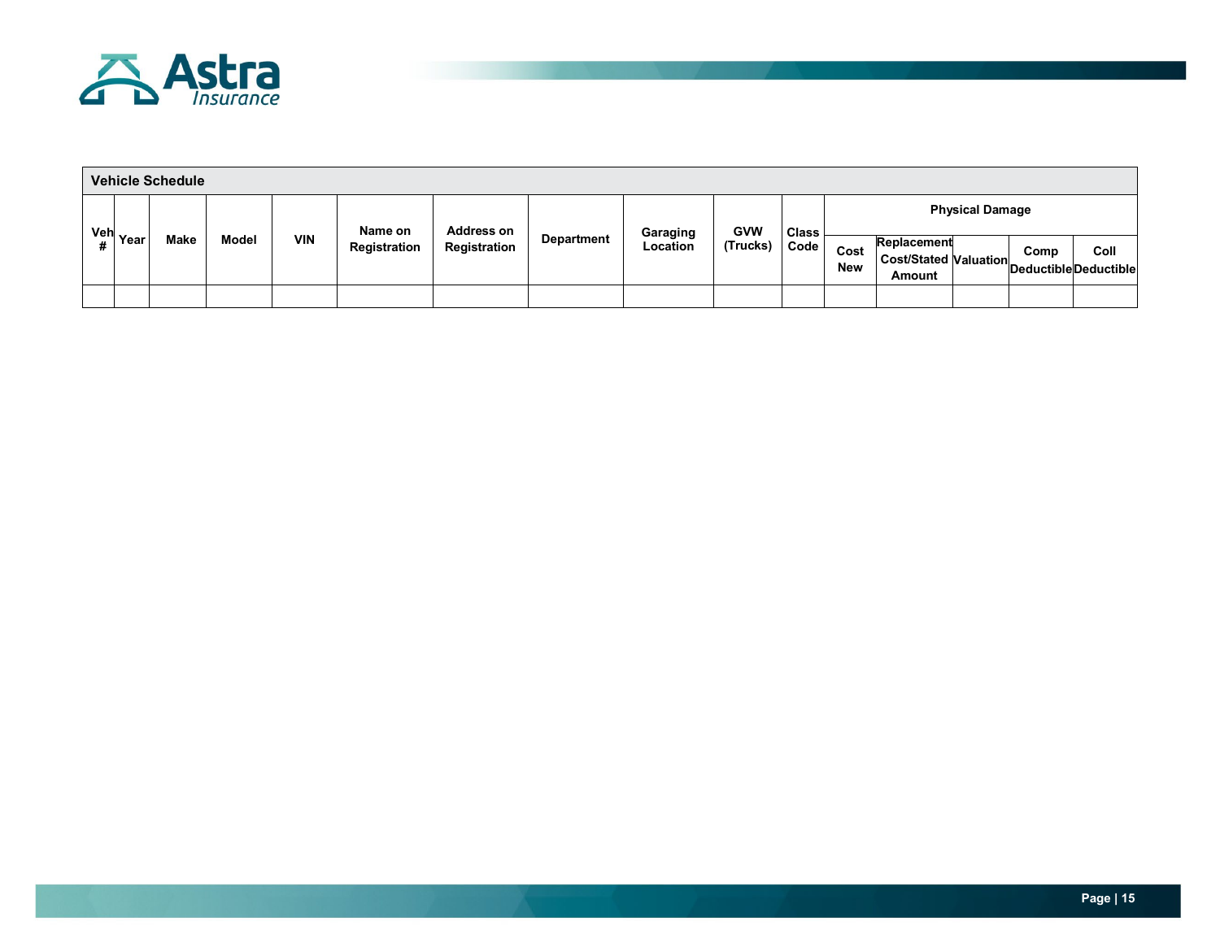## Vehicle Schedule

| Veh # | Year | Make | Model | VIN | Name on Registration | Address on Registration | Department | Garaging Location | GVW (Trucks) | Class Code | Physical Damage | | | | |
|---|---|---|---|---|---|---|---|---|---|---|---|---|---|---|---|
| | | | | | | | | | | | Cost New | Replacement Cost/Stated Amount | Valuation | Comp Deductible | Coll Deductible |
| | | | | | | | | | | | | | | | |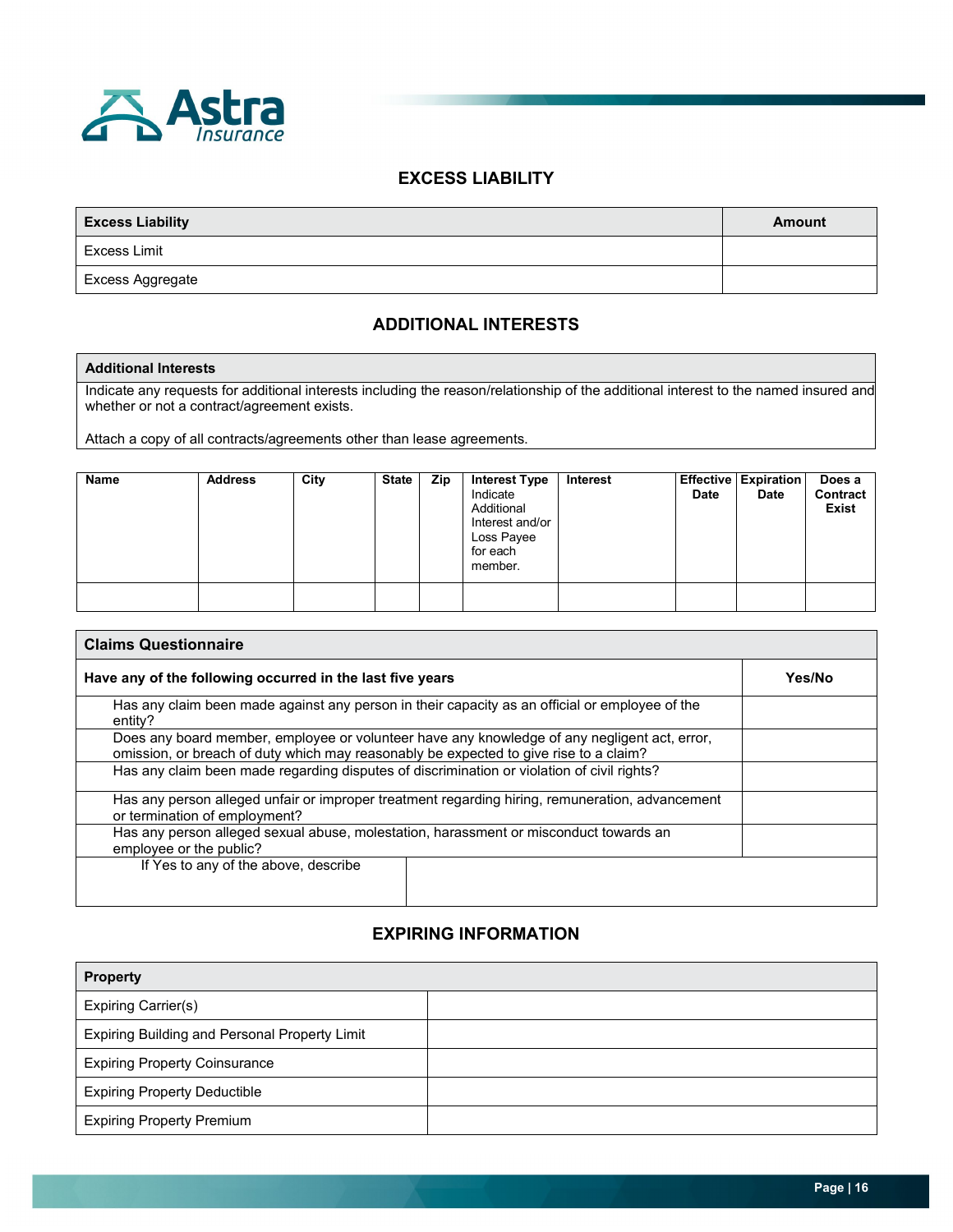## EXCESS LIABILITY

| Excess Liability | Amount |
|---|---|
| Excess Limit | |
| Excess Aggregate | |

## ADDITIONAL INTERESTS

**Additional Interests**

Indicate any requests for additional interests including the reason/relationship of the additional interest to the named insured and whether or not a contract/agreement exists.

Attach a copy of all contracts/agreements other than lease agreements.

| Name | Address | City | State | Zip | Interest Type Indicate Additional Interest and/or Loss Payee for each member. | Interest | Effective Date | Expiration Date | Does a Contract Exist |
|---|---|---|---|---|---|---|---|---|---|
| | | | | | | | | | |

| Claims Questionnaire | |
|---|---|
| **Have any of the following occurred in the last five years** | **Yes/No** |
| Has any claim been made against any person in their capacity as an official or employee of the entity? | |
| Does any board member, employee or volunteer have any knowledge of any negligent act, error, omission, or breach of duty which may reasonably be expected to give rise to a claim? | |
| Has any claim been made regarding disputes of discrimination or violation of civil rights? | |
| Has any person alleged unfair or improper treatment regarding hiring, remuneration, advancement or termination of employment? | |
| Has any person alleged sexual abuse, molestation, harassment or misconduct towards an employee or the public? | |
| If Yes to any of the above, describe | |

## EXPIRING INFORMATION

| Property | |
|---|---|
| Expiring Carrier(s) | |
| Expiring Building and Personal Property Limit | |
| Expiring Property Coinsurance | |
| Expiring Property Deductible | |
| Expiring Property Premium | |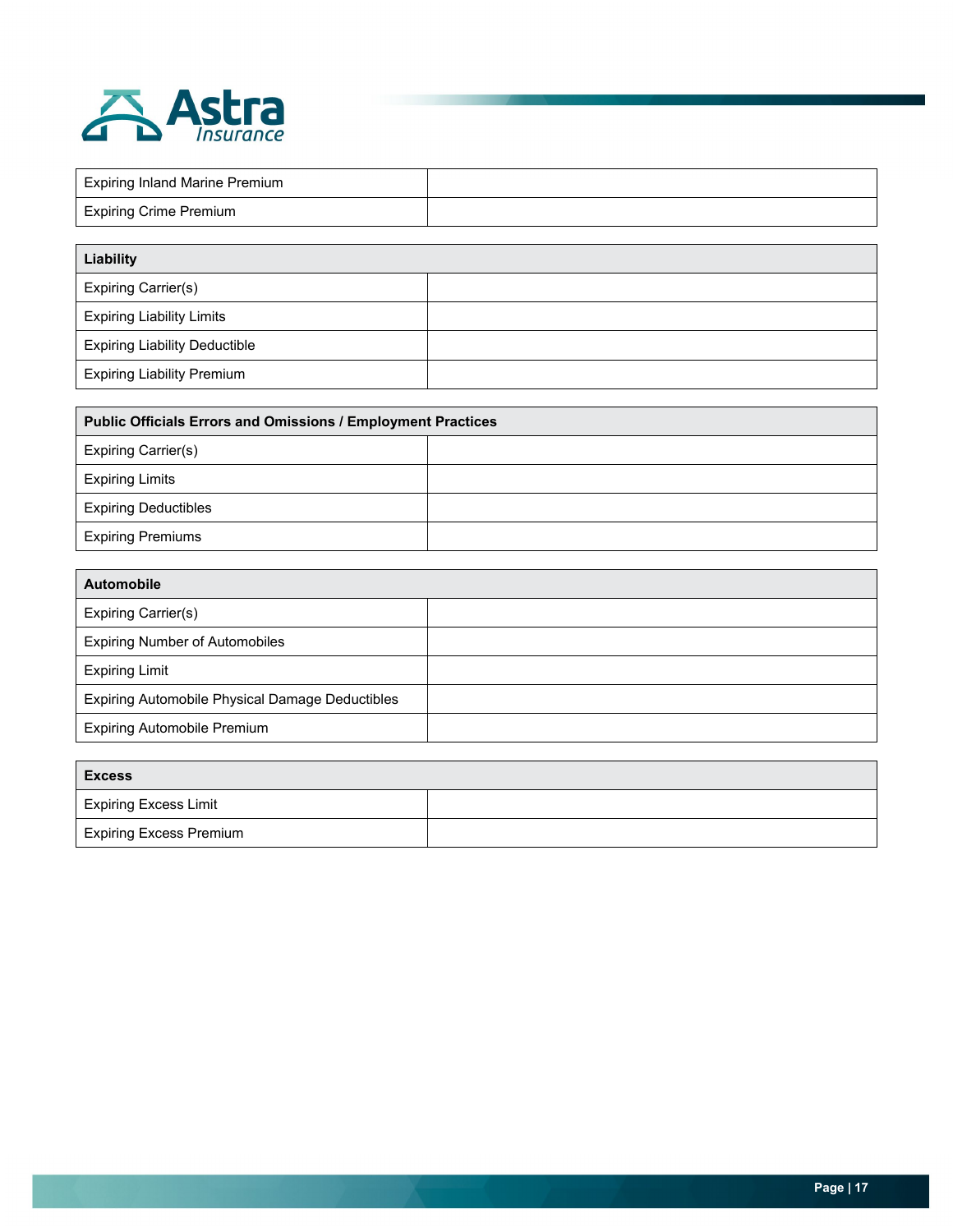| | |
|---|---|
| Expiring Inland Marine Premium | |
| Expiring Crime Premium | |

| **Liability** | |
|---|---|
| Expiring Carrier(s) | |
| Expiring Liability Limits | |
| Expiring Liability Deductible | |
| Expiring Liability Premium | |

| **Public Officials Errors and Omissions / Employment Practices** | |
|---|---|
| Expiring Carrier(s) | |
| Expiring Limits | |
| Expiring Deductibles | |
| Expiring Premiums | |

| **Automobile** | |
|---|---|
| Expiring Carrier(s) | |
| Expiring Number of Automobiles | |
| Expiring Limit | |
| Expiring Automobile Physical Damage Deductibles | |
| Expiring Automobile Premium | |

| **Excess** | |
|---|---|
| Expiring Excess Limit | |
| Expiring Excess Premium | |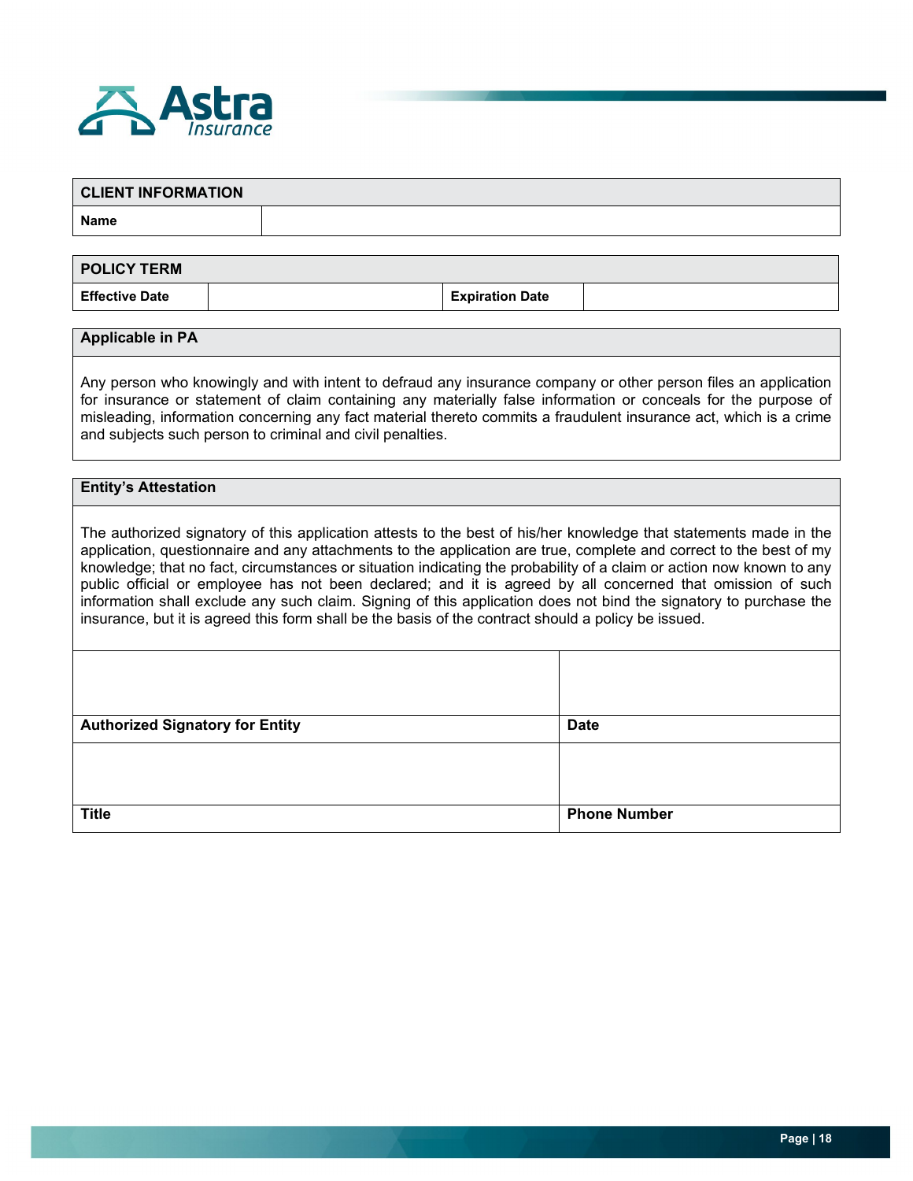| CLIENT INFORMATION | |
|---|---|
| **Name** | |

| POLICY TERM | | | |
|---|---|---|---|
| **Effective Date** | | **Expiration Date** | |

## Applicable in PA

Any person who knowingly and with intent to defraud any insurance company or other person files an application for insurance or statement of claim containing any materially false information or conceals for the purpose of misleading, information concerning any fact material thereto commits a fraudulent insurance act, which is a crime and subjects such person to criminal and civil penalties.

## Entity's Attestation

The authorized signatory of this application attests to the best of his/her knowledge that statements made in the application, questionnaire and any attachments to the application are true, complete and correct to the best of my knowledge; that no fact, circumstances or situation indicating the probability of a claim or action now known to any public official or employee has not been declared; and it is agreed by all concerned that omission of such information shall exclude any such claim. Signing of this application does not bind the signatory to purchase the insurance, but it is agreed this form shall be the basis of the contract should a policy be issued.

| | |
|---|---|
| | |
| **Authorized Signatory for Entity** | **Date** |
| | |
| **Title** | **Phone Number** |